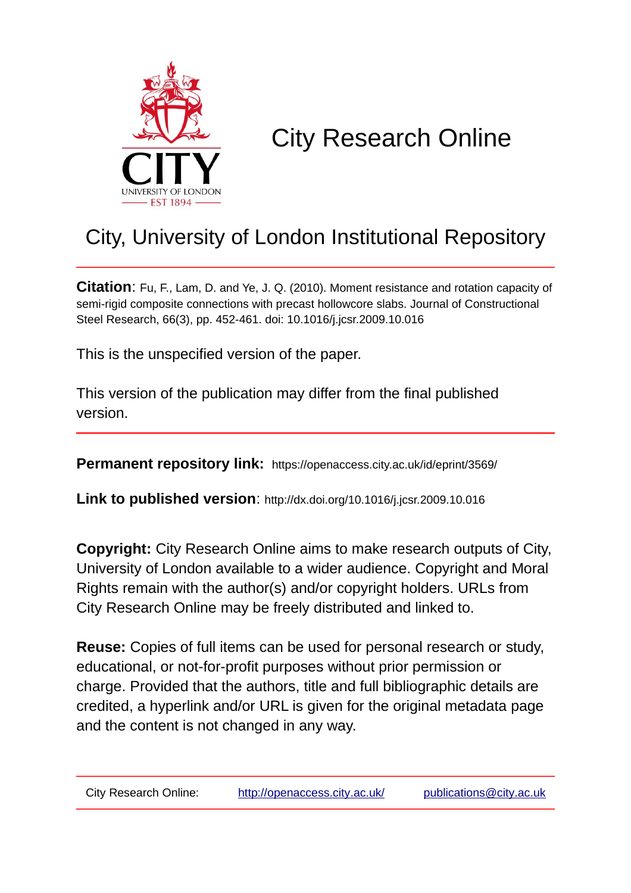# City Research Online

## City, University of London Institutional Repository

**Citation**: Fu, F., Lam, D. and Ye, J. Q. (2010). Moment resistance and rotation capacity of semi-rigid composite connections with precast hollowcore slabs. Journal of Constructional Steel Research, 66(3), pp. 452-461. doi: 10.1016/j.jcsr.2009.10.016

This is the unspecified version of the paper.

This version of the publication may differ from the final published version.

---

**Permanent repository link:** https://openaccess.city.ac.uk/id/eprint/3569/

**Link to published version**: http://dx.doi.org/10.1016/j.jcsr.2009.10.016

**Copyright:** City Research Online aims to make research outputs of City, University of London available to a wider audience. Copyright and Moral Rights remain with the author(s) and/or copyright holders. URLs from City Research Online may be freely distributed and linked to.

**Reuse:** Copies of full items can be used for personal research or study, educational, or not-for-profit purposes without prior permission or charge. Provided that the authors, title and full bibliographic details are credited, a hyperlink and/or URL is given for the original metadata page and the content is not changed in any way.

---

City Research Online: http://openaccess.city.ac.uk/ publications@city.ac.uk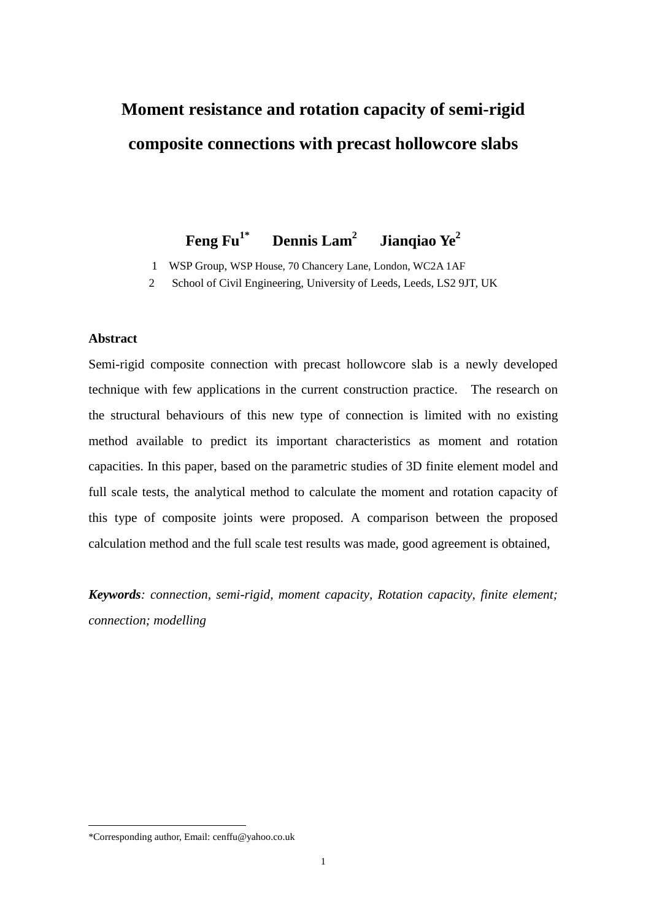# Moment resistance and rotation capacity of semi-rigid composite connections with precast hollowcore slabs

**Feng Fu[1*]   Dennis Lam[2]   Jianqiao Ye[2]**

1 WSP Group, WSP House, 70 Chancery Lane, London, WC2A 1AF

2 School of Civil Engineering, University of Leeds, Leeds, LS2 9JT, UK

**Abstract**

Semi-rigid composite connection with precast hollowcore slab is a newly developed technique with few applications in the current construction practice. The research on the structural behaviours of this new type of connection is limited with no existing method available to predict its important characteristics as moment and rotation capacities. In this paper, based on the parametric studies of 3D finite element model and full scale tests, the analytical method to calculate the moment and rotation capacity of this type of composite joints were proposed. A comparison between the proposed calculation method and the full scale test results was made, good agreement is obtained,

***Keywords**: connection, semi-rigid, moment capacity, Rotation capacity, finite element; connection; modelling*

*Corresponding author, Email: cenffu@yahoo.co.uk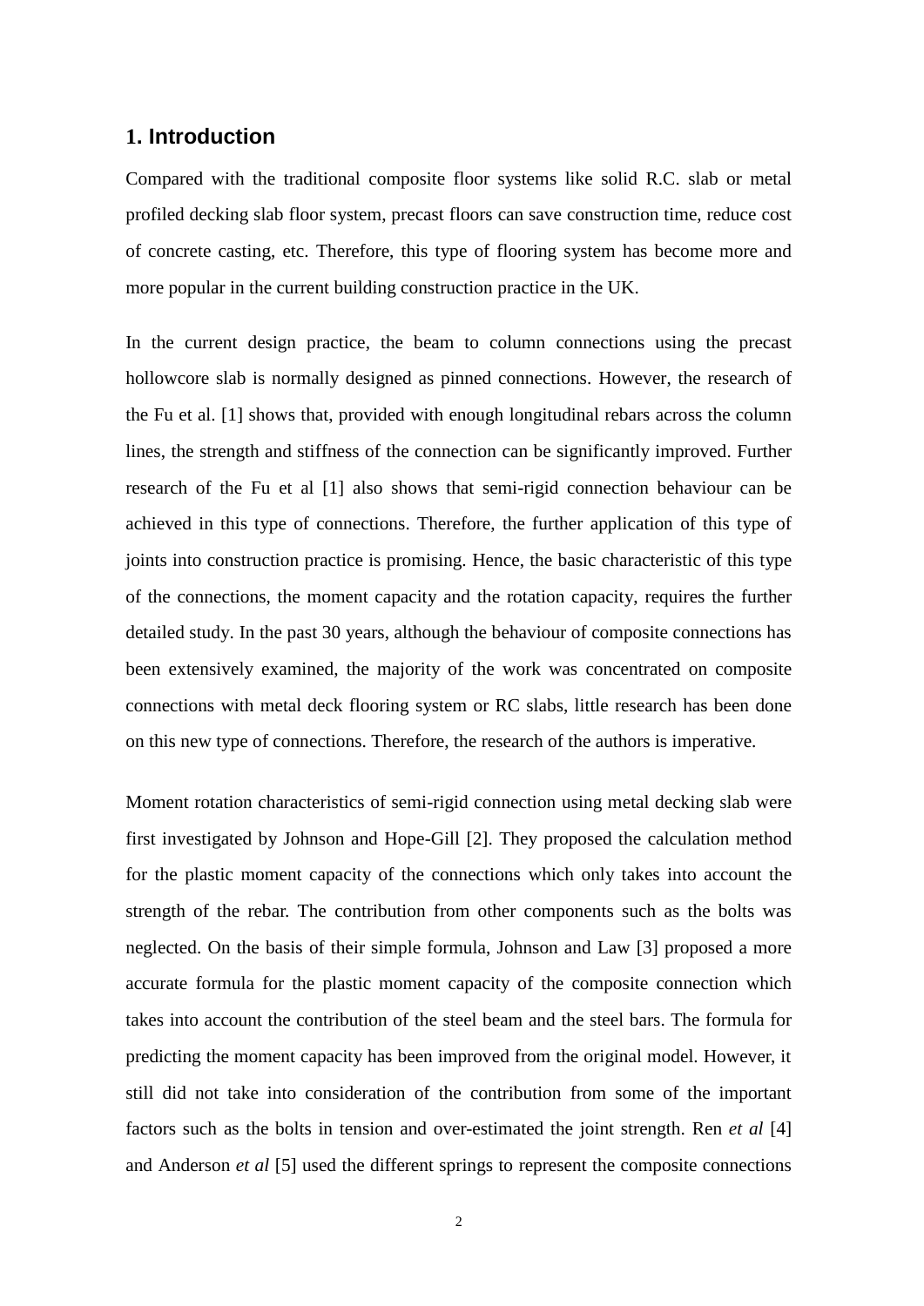## 1. Introduction

Compared with the traditional composite floor systems like solid R.C. slab or metal profiled decking slab floor system, precast floors can save construction time, reduce cost of concrete casting, etc. Therefore, this type of flooring system has become more and more popular in the current building construction practice in the UK.

In the current design practice, the beam to column connections using the precast hollowcore slab is normally designed as pinned connections. However, the research of the Fu et al. [1] shows that, provided with enough longitudinal rebars across the column lines, the strength and stiffness of the connection can be significantly improved. Further research of the Fu et al [1] also shows that semi-rigid connection behaviour can be achieved in this type of connections. Therefore, the further application of this type of joints into construction practice is promising. Hence, the basic characteristic of this type of the connections, the moment capacity and the rotation capacity, requires the further detailed study. In the past 30 years, although the behaviour of composite connections has been extensively examined, the majority of the work was concentrated on composite connections with metal deck flooring system or RC slabs, little research has been done on this new type of connections. Therefore, the research of the authors is imperative.

Moment rotation characteristics of semi-rigid connection using metal decking slab were first investigated by Johnson and Hope-Gill [2]. They proposed the calculation method for the plastic moment capacity of the connections which only takes into account the strength of the rebar. The contribution from other components such as the bolts was neglected. On the basis of their simple formula, Johnson and Law [3] proposed a more accurate formula for the plastic moment capacity of the composite connection which takes into account the contribution of the steel beam and the steel bars. The formula for predicting the moment capacity has been improved from the original model. However, it still did not take into consideration of the contribution from some of the important factors such as the bolts in tension and over-estimated the joint strength. Ren *et al* [4] and Anderson *et al* [5] used the different springs to represent the composite connections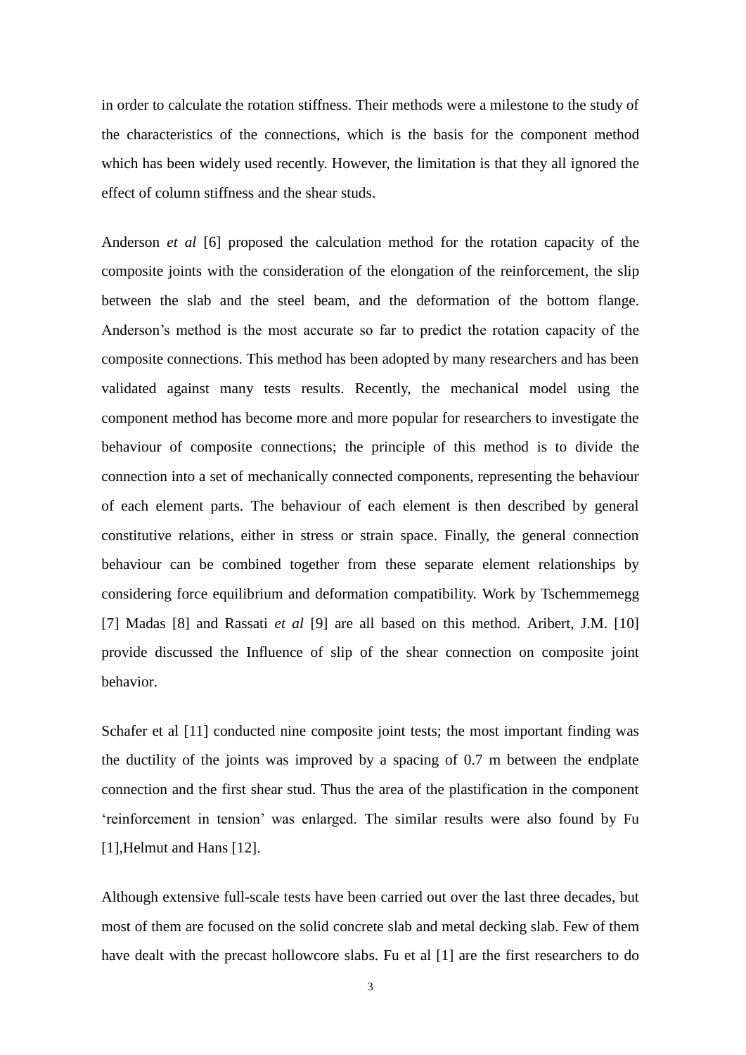in order to calculate the rotation stiffness. Their methods were a milestone to the study of the characteristics of the connections, which is the basis for the component method which has been widely used recently. However, the limitation is that they all ignored the effect of column stiffness and the shear studs.

Anderson *et al* [6] proposed the calculation method for the rotation capacity of the composite joints with the consideration of the elongation of the reinforcement, the slip between the slab and the steel beam, and the deformation of the bottom flange. Anderson's method is the most accurate so far to predict the rotation capacity of the composite connections. This method has been adopted by many researchers and has been validated against many tests results. Recently, the mechanical model using the component method has become more and more popular for researchers to investigate the behaviour of composite connections; the principle of this method is to divide the connection into a set of mechanically connected components, representing the behaviour of each element parts. The behaviour of each element is then described by general constitutive relations, either in stress or strain space. Finally, the general connection behaviour can be combined together from these separate element relationships by considering force equilibrium and deformation compatibility. Work by Tschemmemegg [7] Madas [8] and Rassati *et al* [9] are all based on this method. Aribert, J.M. [10] provide discussed the Influence of slip of the shear connection on composite joint behavior.

Schafer et al [11] conducted nine composite joint tests; the most important finding was the ductility of the joints was improved by a spacing of 0.7 m between the endplate connection and the first shear stud. Thus the area of the plastification in the component 'reinforcement in tension' was enlarged. The similar results were also found by Fu [1],Helmut and Hans [12].

Although extensive full-scale tests have been carried out over the last three decades, but most of them are focused on the solid concrete slab and metal decking slab. Few of them have dealt with the precast hollowcore slabs. Fu et al [1] are the first researchers to do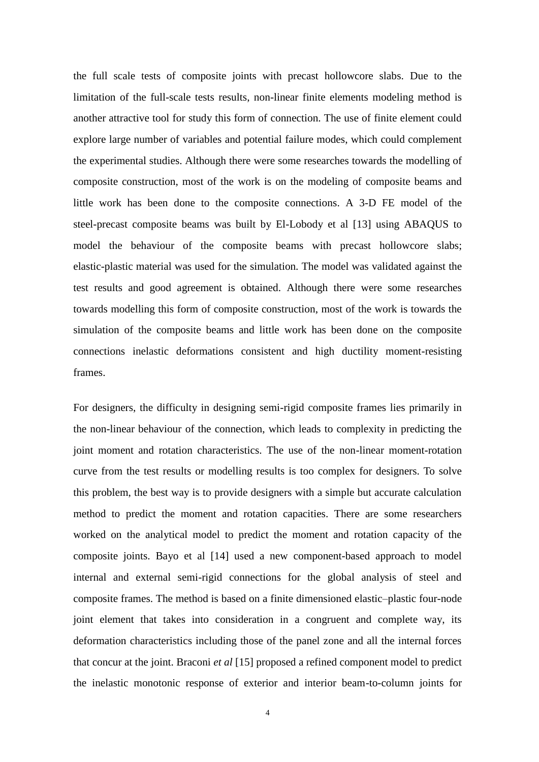the full scale tests of composite joints with precast hollowcore slabs. Due to the limitation of the full-scale tests results, non-linear finite elements modeling method is another attractive tool for study this form of connection. The use of finite element could explore large number of variables and potential failure modes, which could complement the experimental studies. Although there were some researches towards the modelling of composite construction, most of the work is on the modeling of composite beams and little work has been done to the composite connections. A 3-D FE model of the steel-precast composite beams was built by El-Lobody et al [13] using ABAQUS to model the behaviour of the composite beams with precast hollowcore slabs; elastic-plastic material was used for the simulation. The model was validated against the test results and good agreement is obtained. Although there were some researches towards modelling this form of composite construction, most of the work is towards the simulation of the composite beams and little work has been done on the composite connections inelastic deformations consistent and high ductility moment-resisting frames.

For designers, the difficulty in designing semi-rigid composite frames lies primarily in the non-linear behaviour of the connection, which leads to complexity in predicting the joint moment and rotation characteristics. The use of the non-linear moment-rotation curve from the test results or modelling results is too complex for designers. To solve this problem, the best way is to provide designers with a simple but accurate calculation method to predict the moment and rotation capacities. There are some researchers worked on the analytical model to predict the moment and rotation capacity of the composite joints. Bayo et al [14] used a new component-based approach to model internal and external semi-rigid connections for the global analysis of steel and composite frames. The method is based on a finite dimensioned elastic–plastic four-node joint element that takes into consideration in a congruent and complete way, its deformation characteristics including those of the panel zone and all the internal forces that concur at the joint. Braconi *et al* [15] proposed a refined component model to predict the inelastic monotonic response of exterior and interior beam-to-column joints for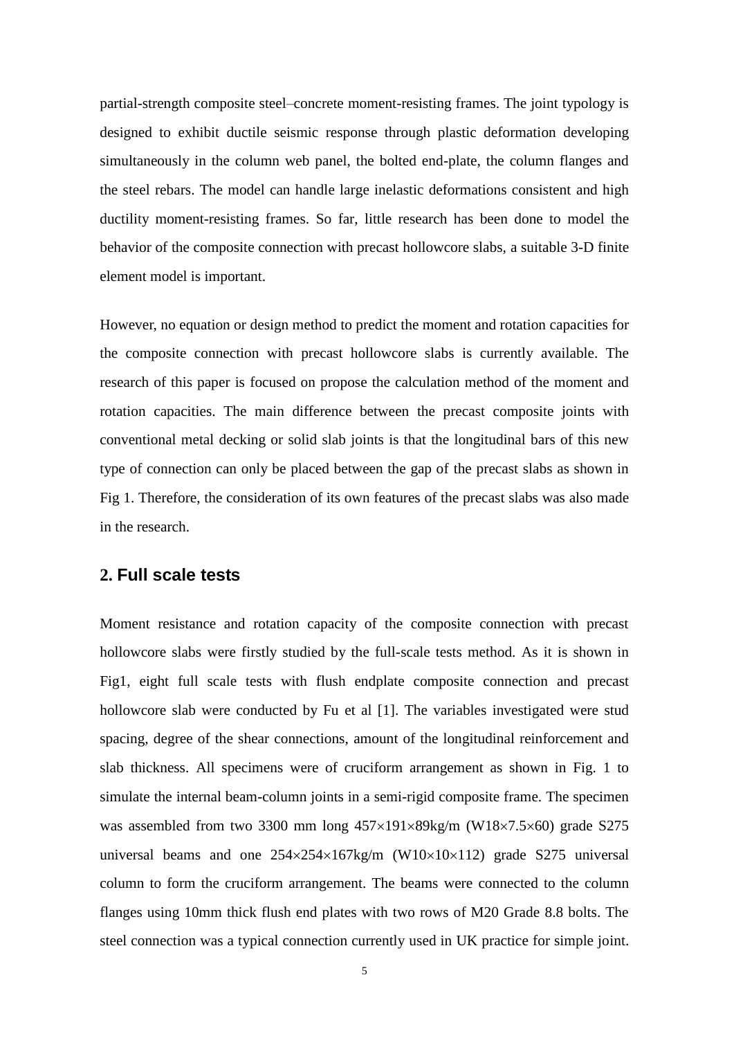partial-strength composite steel–concrete moment-resisting frames. The joint typology is designed to exhibit ductile seismic response through plastic deformation developing simultaneously in the column web panel, the bolted end-plate, the column flanges and the steel rebars. The model can handle large inelastic deformations consistent and high ductility moment-resisting frames. So far, little research has been done to model the behavior of the composite connection with precast hollowcore slabs, a suitable 3-D finite element model is important.

However, no equation or design method to predict the moment and rotation capacities for the composite connection with precast hollowcore slabs is currently available. The research of this paper is focused on propose the calculation method of the moment and rotation capacities. The main difference between the precast composite joints with conventional metal decking or solid slab joints is that the longitudinal bars of this new type of connection can only be placed between the gap of the precast slabs as shown in Fig 1. Therefore, the consideration of its own features of the precast slabs was also made in the research.

## 2. Full scale tests

Moment resistance and rotation capacity of the composite connection with precast hollowcore slabs were firstly studied by the full-scale tests method. As it is shown in Fig1, eight full scale tests with flush endplate composite connection and precast hollowcore slab were conducted by Fu et al [1]. The variables investigated were stud spacing, degree of the shear connections, amount of the longitudinal reinforcement and slab thickness. All specimens were of cruciform arrangement as shown in Fig. 1 to simulate the internal beam-column joints in a semi-rigid composite frame. The specimen was assembled from two 3300 mm long 457×191×89kg/m (W18×7.5×60) grade S275 universal beams and one 254×254×167kg/m (W10×10×112) grade S275 universal column to form the cruciform arrangement. The beams were connected to the column flanges using 10mm thick flush end plates with two rows of M20 Grade 8.8 bolts. The steel connection was a typical connection currently used in UK practice for simple joint.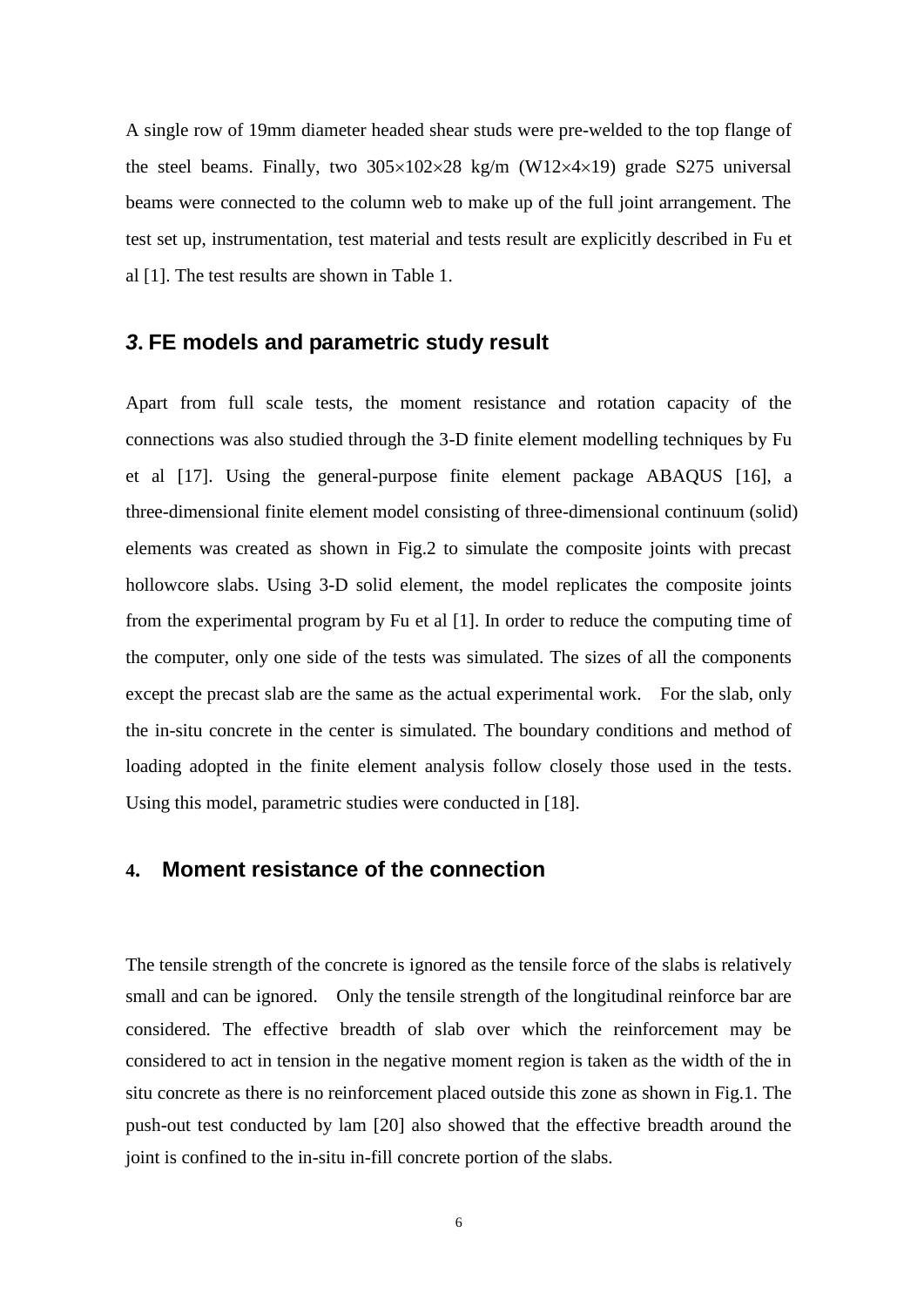A single row of 19mm diameter headed shear studs were pre-welded to the top flange of the steel beams. Finally, two 305×102×28 kg/m (W12×4×19) grade S275 universal beams were connected to the column web to make up of the full joint arrangement. The test set up, instrumentation, test material and tests result are explicitly described in Fu et al [1]. The test results are shown in Table 1.

## *3*. FE models and parametric study result

Apart from full scale tests, the moment resistance and rotation capacity of the connections was also studied through the 3-D finite element modelling techniques by Fu et al [17]. Using the general-purpose finite element package ABAQUS [16], a three-dimensional finite element model consisting of three-dimensional continuum (solid) elements was created as shown in Fig.2 to simulate the composite joints with precast hollowcore slabs. Using 3-D solid element, the model replicates the composite joints from the experimental program by Fu et al [1]. In order to reduce the computing time of the computer, only one side of the tests was simulated. The sizes of all the components except the precast slab are the same as the actual experimental work. For the slab, only the in-situ concrete in the center is simulated. The boundary conditions and method of loading adopted in the finite element analysis follow closely those used in the tests. Using this model, parametric studies were conducted in [18].

## 4. Moment resistance of the connection

The tensile strength of the concrete is ignored as the tensile force of the slabs is relatively small and can be ignored. Only the tensile strength of the longitudinal reinforce bar are considered. The effective breadth of slab over which the reinforcement may be considered to act in tension in the negative moment region is taken as the width of the in situ concrete as there is no reinforcement placed outside this zone as shown in Fig.1. The push-out test conducted by lam [20] also showed that the effective breadth around the joint is confined to the in-situ in-fill concrete portion of the slabs.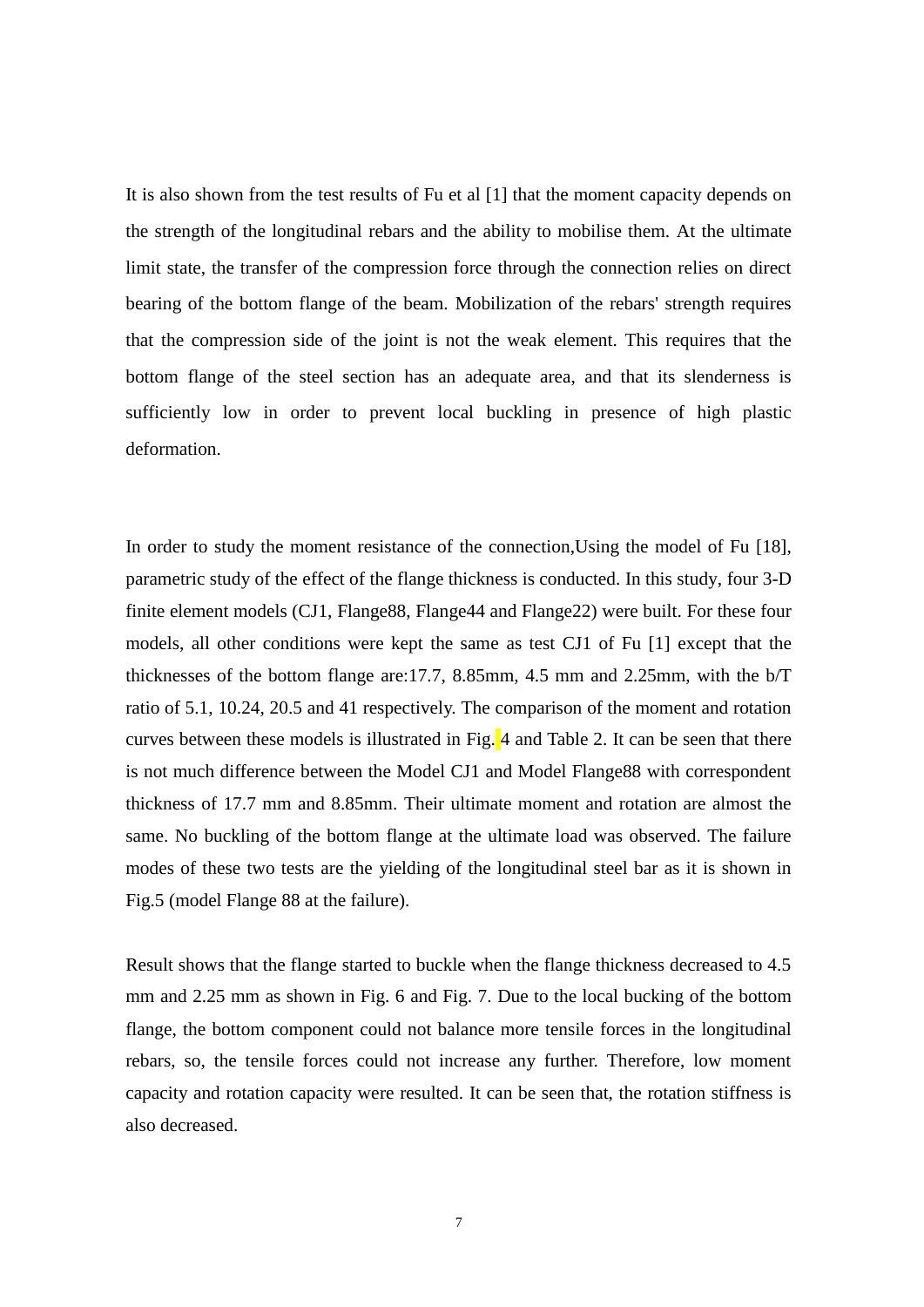It is also shown from the test results of Fu et al [1] that the moment capacity depends on the strength of the longitudinal rebars and the ability to mobilise them. At the ultimate limit state, the transfer of the compression force through the connection relies on direct bearing of the bottom flange of the beam. Mobilization of the rebars' strength requires that the compression side of the joint is not the weak element. This requires that the bottom flange of the steel section has an adequate area, and that its slenderness is sufficiently low in order to prevent local buckling in presence of high plastic deformation.

In order to study the moment resistance of the connection,Using the model of Fu [18], parametric study of the effect of the flange thickness is conducted. In this study, four 3-D finite element models (CJ1, Flange88, Flange44 and Flange22) were built. For these four models, all other conditions were kept the same as test CJ1 of Fu [1] except that the thicknesses of the bottom flange are:17.7, 8.85mm, 4.5 mm and 2.25mm, with the b/T ratio of 5.1, 10.24, 20.5 and 41 respectively. The comparison of the moment and rotation curves between these models is illustrated in Fig. 4 and Table 2. It can be seen that there is not much difference between the Model CJ1 and Model Flange88 with correspondent thickness of 17.7 mm and 8.85mm. Their ultimate moment and rotation are almost the same. No buckling of the bottom flange at the ultimate load was observed. The failure modes of these two tests are the yielding of the longitudinal steel bar as it is shown in Fig.5 (model Flange 88 at the failure).

Result shows that the flange started to buckle when the flange thickness decreased to 4.5 mm and 2.25 mm as shown in Fig. 6 and Fig. 7. Due to the local bucking of the bottom flange, the bottom component could not balance more tensile forces in the longitudinal rebars, so, the tensile forces could not increase any further. Therefore, low moment capacity and rotation capacity were resulted. It can be seen that, the rotation stiffness is also decreased.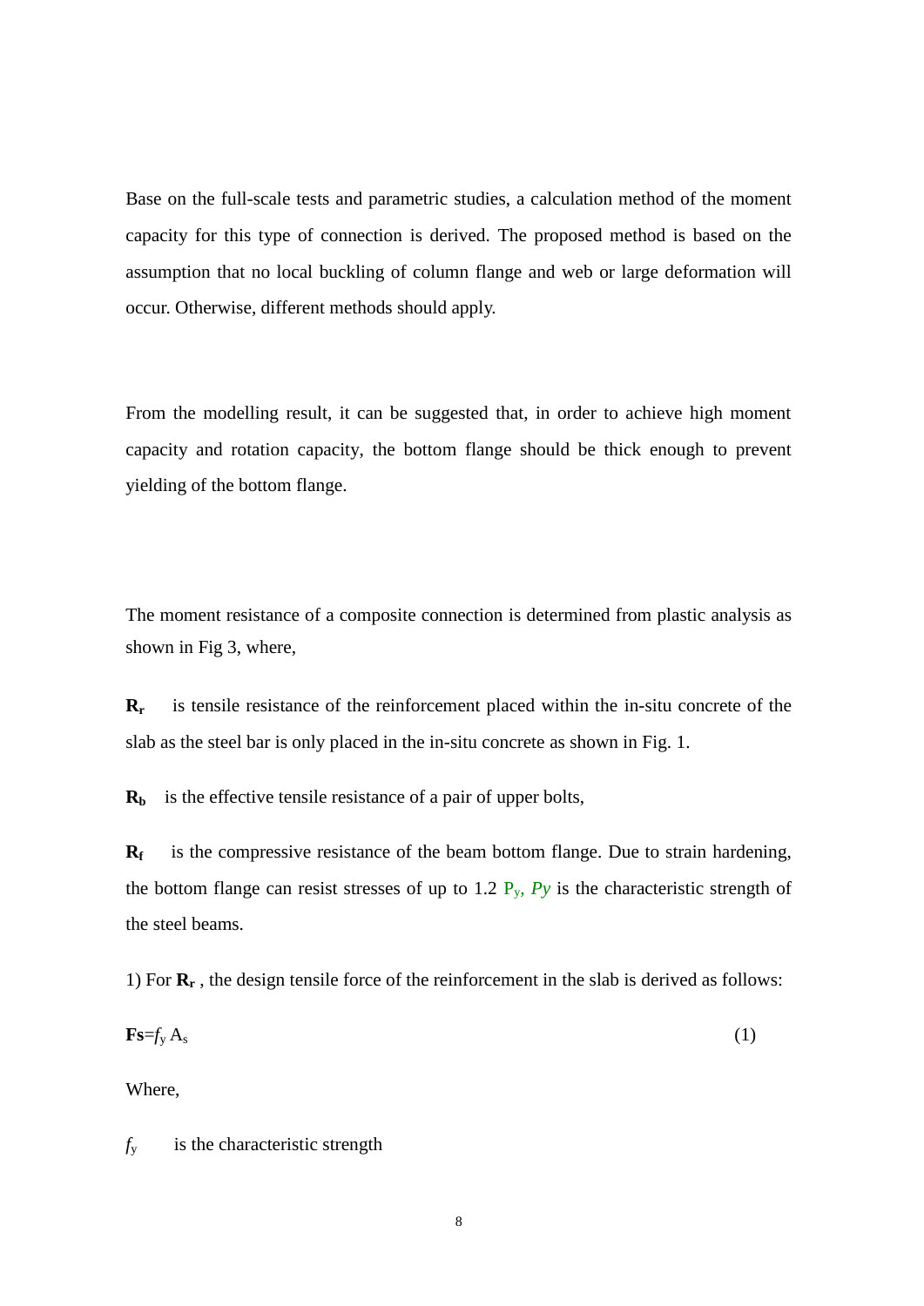Base on the full-scale tests and parametric studies, a calculation method of the moment capacity for this type of connection is derived. The proposed method is based on the assumption that no local buckling of column flange and web or large deformation will occur. Otherwise, different methods should apply.

From the modelling result, it can be suggested that, in order to achieve high moment capacity and rotation capacity, the bottom flange should be thick enough to prevent yielding of the bottom flange.

The moment resistance of a composite connection is determined from plastic analysis as shown in Fig 3, where,

$\mathbf{R_r}$ is tensile resistance of the reinforcement placed within the in-situ concrete of the slab as the steel bar is only placed in the in-situ concrete as shown in Fig. 1.

$\mathbf{R_b}$ is the effective tensile resistance of a pair of upper bolts,

$\mathbf{R_f}$ is the compressive resistance of the beam bottom flange. Due to strain hardening, the bottom flange can resist stresses of up to 1.2 $P_y$, $P_y$ is the characteristic strength of the steel beams.

1) For $\mathbf{R_r}$ , the design tensile force of the reinforcement in the slab is derived as follows:

$$\mathbf{Fs}=f_y A_s \tag{1}$$

Where,

$f_y$ is the characteristic strength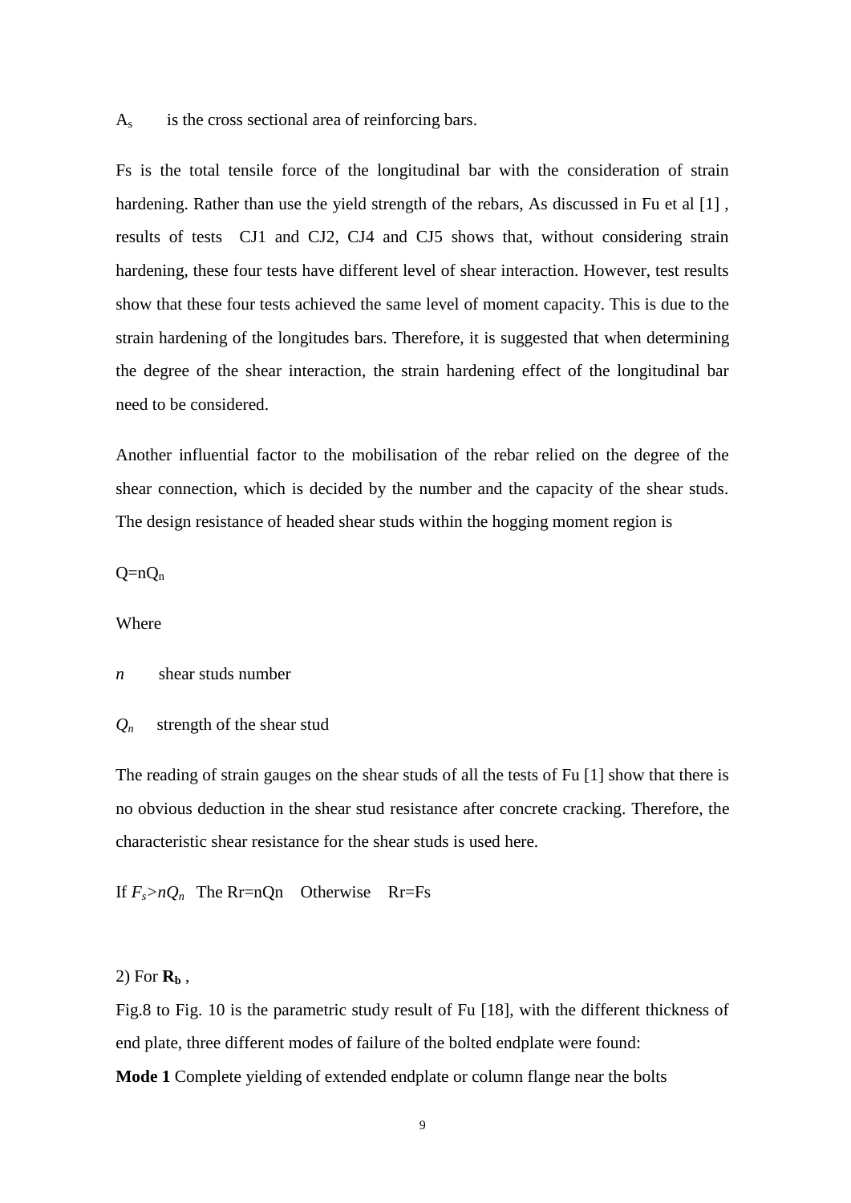$A_s$ is the cross sectional area of reinforcing bars.

Fs is the total tensile force of the longitudinal bar with the consideration of strain hardening. Rather than use the yield strength of the rebars, As discussed in Fu et al [1] , results of tests CJ1 and CJ2, CJ4 and CJ5 shows that, without considering strain hardening, these four tests have different level of shear interaction. However, test results show that these four tests achieved the same level of moment capacity. This is due to the strain hardening of the longitudes bars. Therefore, it is suggested that when determining the degree of the shear interaction, the strain hardening effect of the longitudinal bar need to be considered.

Another influential factor to the mobilisation of the rebar relied on the degree of the shear connection, which is decided by the number and the capacity of the shear studs. The design resistance of headed shear studs within the hogging moment region is

$Q=nQ_n$

Where

$n$ shear studs number

$Q_n$ strength of the shear stud

The reading of strain gauges on the shear studs of all the tests of Fu [1] show that there is no obvious deduction in the shear stud resistance after concrete cracking. Therefore, the characteristic shear resistance for the shear studs is used here.

If $F_s > nQ_n$ The $Rr=nQn$ Otherwise $Rr=Fs$

2) For $\mathbf{R_b}$ ,

Fig.8 to Fig. 10 is the parametric study result of Fu [18], with the different thickness of end plate, three different modes of failure of the bolted endplate were found:

**Mode 1** Complete yielding of extended endplate or column flange near the bolts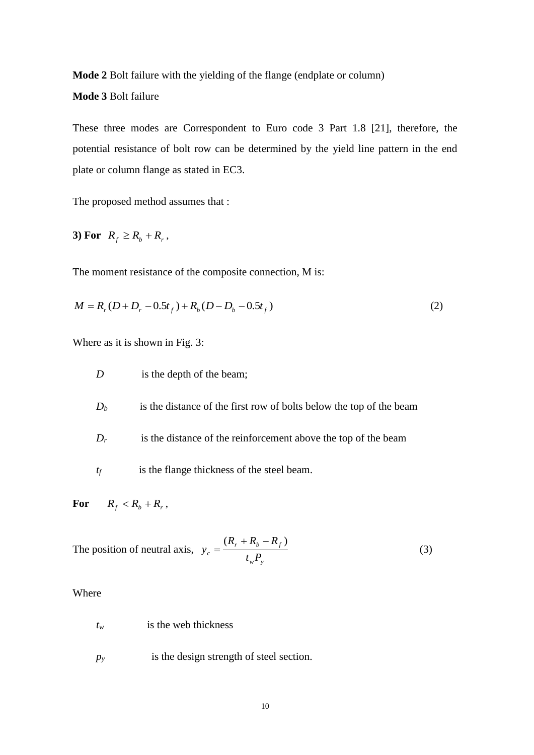**Mode 2** Bolt failure with the yielding of the flange (endplate or column)

**Mode 3** Bolt failure

These three modes are Correspondent to Euro code 3 Part 1.8 [21], therefore, the potential resistance of bolt row can be determined by the yield line pattern in the end plate or column flange as stated in EC3.

The proposed method assumes that :

**3) For** $R_f \geq R_b + R_r$ ,

The moment resistance of the composite connection, M is:

$$M = R_r(D + D_r - 0.5t_f) + R_b(D - D_b - 0.5t_f) \tag{2}$$

Where as it is shown in Fig. 3:

- $D$ is the depth of the beam;
- $D_b$ is the distance of the first row of bolts below the top of the beam
- $D_r$ is the distance of the reinforcement above the top of the beam
- $t_f$ is the flange thickness of the steel beam.

**For** $R_f < R_b + R_r$ ,

The position of neutral axis, $y_c = \dfrac{(R_r + R_b - R_f)}{t_w P_y}$ (3)

Where

- $t_w$ is the web thickness
- $p_y$ is the design strength of steel section.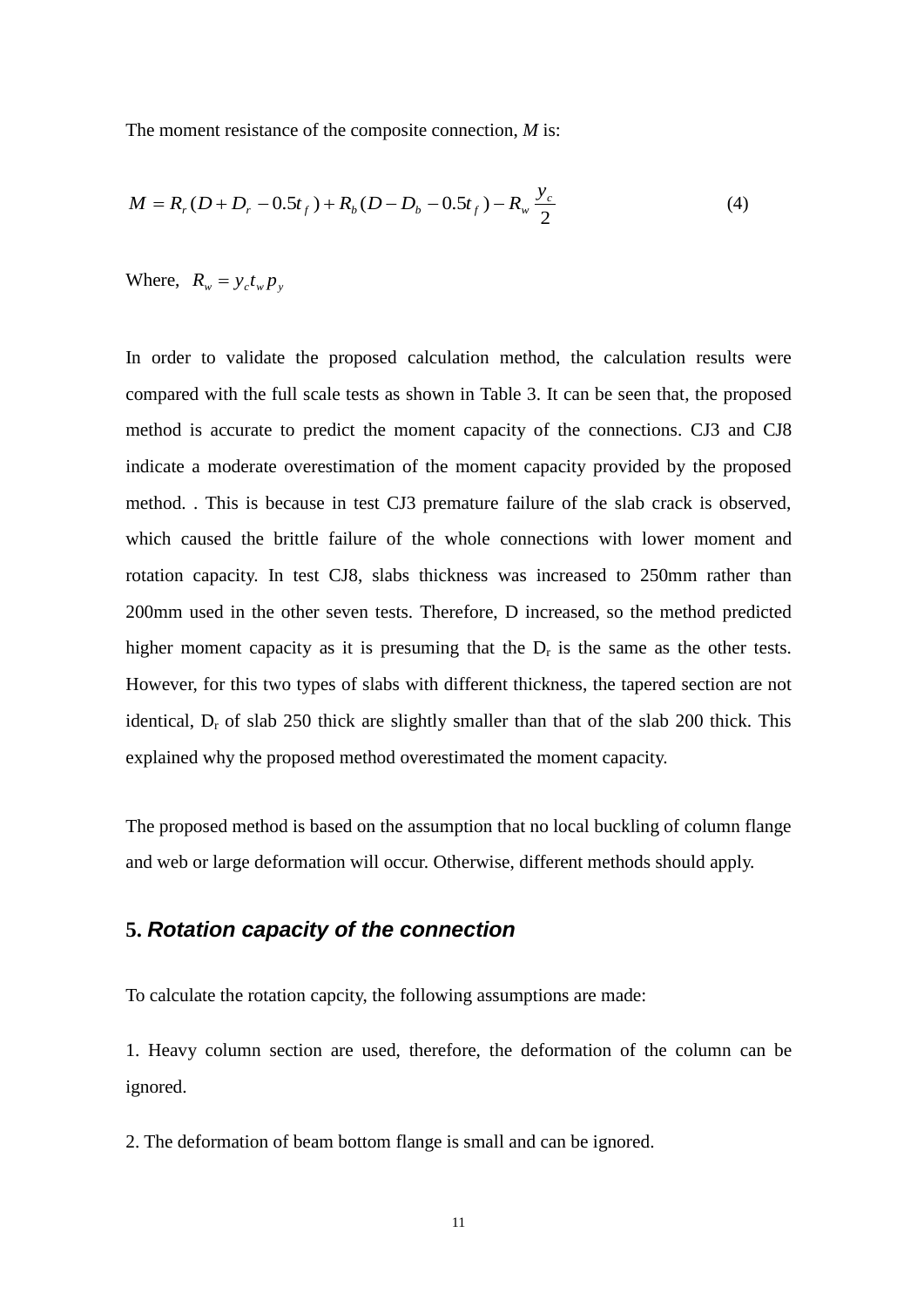The moment resistance of the composite connection, $M$ is:

$$M = R_r(D + D_r - 0.5t_f) + R_b(D - D_b - 0.5t_f) - R_w \frac{y_c}{2} \tag{4}$$

Where, $R_w = y_c t_w p_y$

In order to validate the proposed calculation method, the calculation results were compared with the full scale tests as shown in Table 3. It can be seen that, the proposed method is accurate to predict the moment capacity of the connections. CJ3 and CJ8 indicate a moderate overestimation of the moment capacity provided by the proposed method. . This is because in test CJ3 premature failure of the slab crack is observed, which caused the brittle failure of the whole connections with lower moment and rotation capacity. In test CJ8, slabs thickness was increased to 250mm rather than 200mm used in the other seven tests. Therefore, D increased, so the method predicted higher moment capacity as it is presuming that the $D_r$ is the same as the other tests. However, for this two types of slabs with different thickness, the tapered section are not identical, $D_r$ of slab 250 thick are slightly smaller than that of the slab 200 thick. This explained why the proposed method overestimated the moment capacity.

The proposed method is based on the assumption that no local buckling of column flange and web or large deformation will occur. Otherwise, different methods should apply.

## 5. *Rotation capacity of the connection*

To calculate the rotation capcity, the following assumptions are made:

1. Heavy column section are used, therefore, the deformation of the column can be ignored.

2. The deformation of beam bottom flange is small and can be ignored.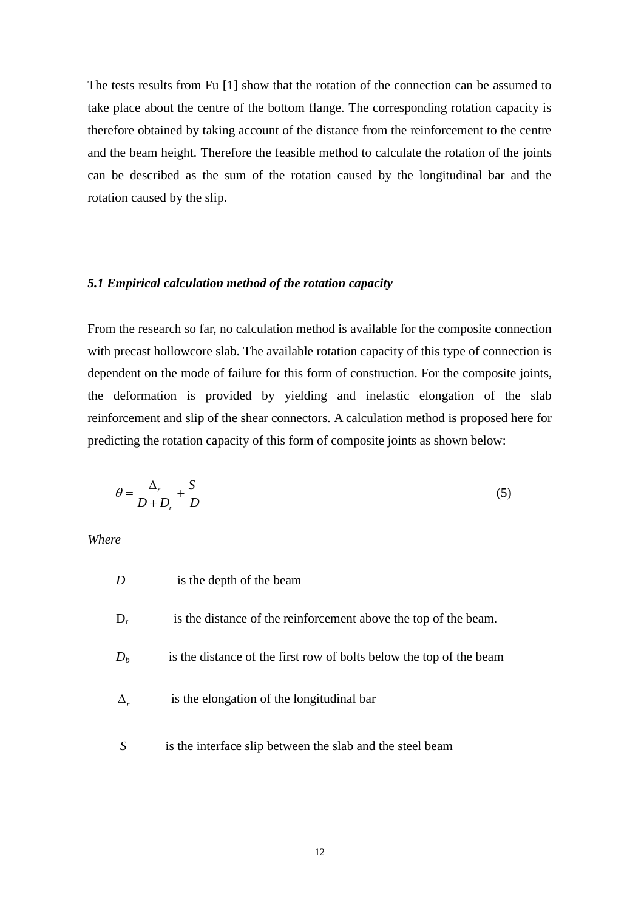The tests results from Fu [1] show that the rotation of the connection can be assumed to take place about the centre of the bottom flange. The corresponding rotation capacity is therefore obtained by taking account of the distance from the reinforcement to the centre and the beam height. Therefore the feasible method to calculate the rotation of the joints can be described as the sum of the rotation caused by the longitudinal bar and the rotation caused by the slip.

### *5.1 Empirical calculation method of the rotation capacity*

From the research so far, no calculation method is available for the composite connection with precast hollowcore slab. The available rotation capacity of this type of connection is dependent on the mode of failure for this form of construction. For the composite joints, the deformation is provided by yielding and inelastic elongation of the slab reinforcement and slip of the shear connectors. A calculation method is proposed here for predicting the rotation capacity of this form of composite joints as shown below:

$$\theta = \frac{\Delta_r}{D + D_r} + \frac{S}{D} \tag{5}$$

*Where*

$D$ is the depth of the beam

$D_r$ is the distance of the reinforcement above the top of the beam.

$D_b$ is the distance of the first row of bolts below the top of the beam

$\Delta_r$ is the elongation of the longitudinal bar

$S$ is the interface slip between the slab and the steel beam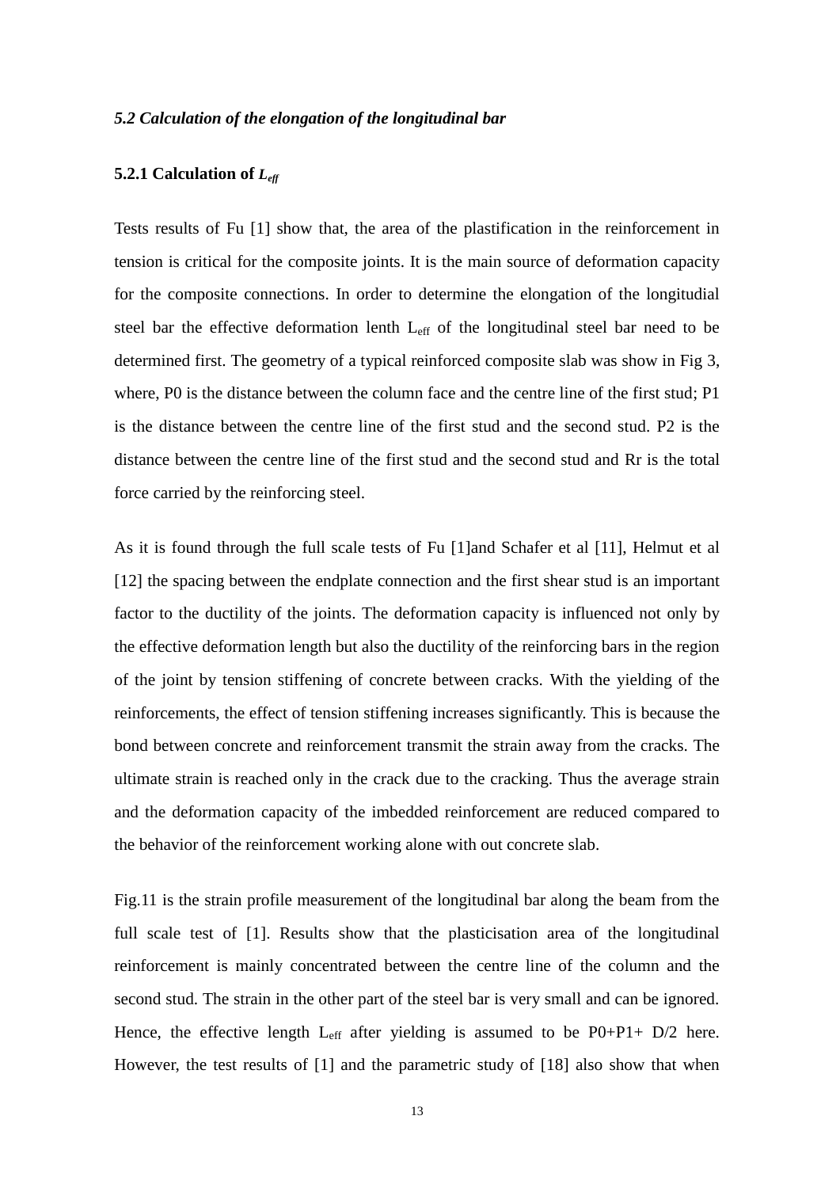### *5.2 Calculation of the elongation of the longitudinal bar*

#### **5.2.1 Calculation of $L_{eff}$**

Tests results of Fu [1] show that, the area of the plastification in the reinforcement in tension is critical for the composite joints. It is the main source of deformation capacity for the composite connections. In order to determine the elongation of the longitudial steel bar the effective deformation lenth $L_{eff}$ of the longitudinal steel bar need to be determined first. The geometry of a typical reinforced composite slab was show in Fig 3, where, P0 is the distance between the column face and the centre line of the first stud; P1 is the distance between the centre line of the first stud and the second stud. P2 is the distance between the centre line of the first stud and the second stud and Rr is the total force carried by the reinforcing steel.

As it is found through the full scale tests of Fu [1]and Schafer et al [11], Helmut et al [12] the spacing between the endplate connection and the first shear stud is an important factor to the ductility of the joints. The deformation capacity is influenced not only by the effective deformation length but also the ductility of the reinforcing bars in the region of the joint by tension stiffening of concrete between cracks. With the yielding of the reinforcements, the effect of tension stiffening increases significantly. This is because the bond between concrete and reinforcement transmit the strain away from the cracks. The ultimate strain is reached only in the crack due to the cracking. Thus the average strain and the deformation capacity of the imbedded reinforcement are reduced compared to the behavior of the reinforcement working alone with out concrete slab.

Fig.11 is the strain profile measurement of the longitudinal bar along the beam from the full scale test of [1]. Results show that the plasticisation area of the longitudinal reinforcement is mainly concentrated between the centre line of the column and the second stud. The strain in the other part of the steel bar is very small and can be ignored. Hence, the effective length $L_{eff}$ after yielding is assumed to be P0+P1+ D/2 here. However, the test results of [1] and the parametric study of [18] also show that when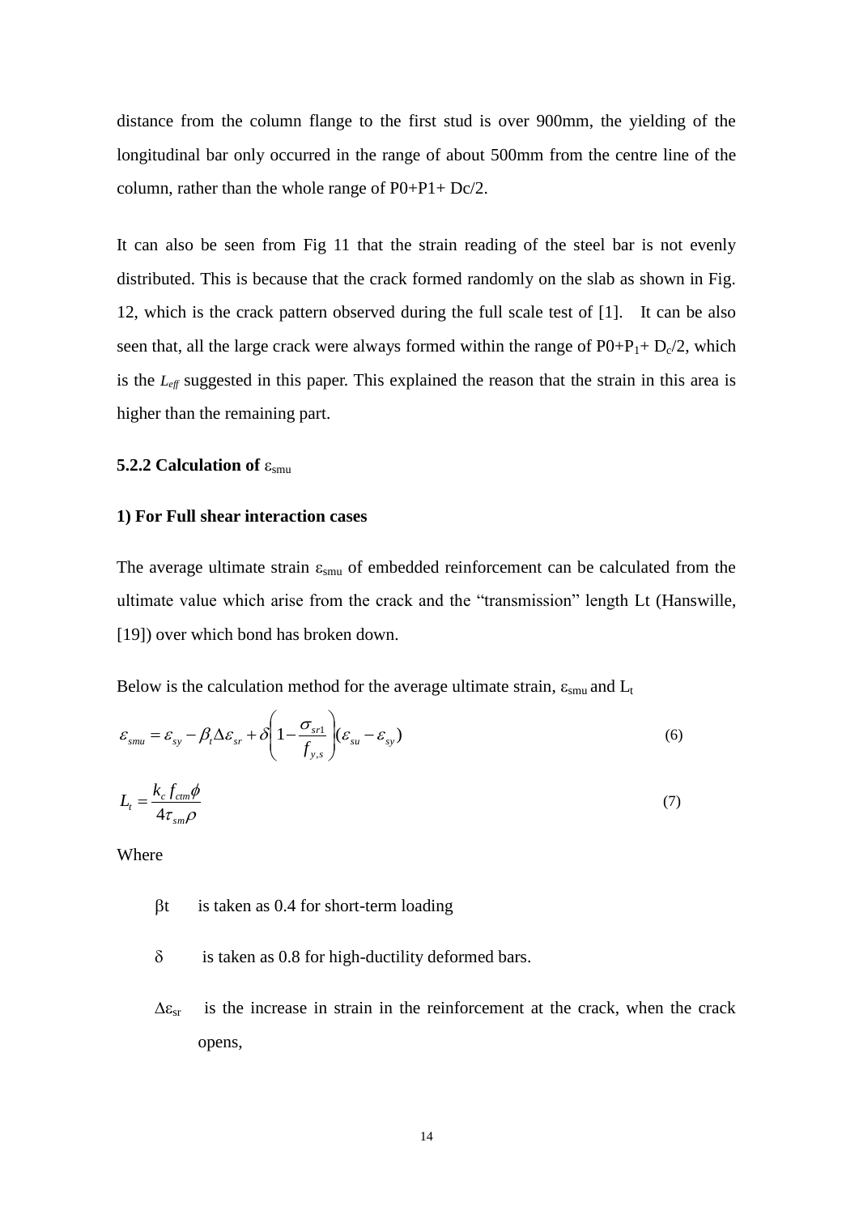distance from the column flange to the first stud is over 900mm, the yielding of the longitudinal bar only occurred in the range of about 500mm from the centre line of the column, rather than the whole range of P0+P1+ Dc/2.

It can also be seen from Fig 11 that the strain reading of the steel bar is not evenly distributed. This is because that the crack formed randomly on the slab as shown in Fig. 12, which is the crack pattern observed during the full scale test of [1]. It can be also seen that, all the large crack were always formed within the range of $P0+P_1+ D_c/2$, which is the $L_{eff}$ suggested in this paper. This explained the reason that the strain in this area is higher than the remaining part.

### 5.2.2 Calculation of $\varepsilon_{smu}$

#### 1) For Full shear interaction cases

The average ultimate strain $\varepsilon_{smu}$ of embedded reinforcement can be calculated from the ultimate value which arise from the crack and the "transmission" length Lt (Hanswille, [19]) over which bond has broken down.

Below is the calculation method for the average ultimate strain, $\varepsilon_{smu}$ and $L_t$

$$\varepsilon_{smu} = \varepsilon_{sy} - \beta_t \Delta\varepsilon_{sr} + \delta\left(1 - \frac{\sigma_{sr1}}{f_{y,s}}\right)(\varepsilon_{su} - \varepsilon_{sy}) \tag{6}$$

$$L_t = \frac{k_c f_{ctm} \phi}{4\tau_{sm}\rho} \tag{7}$$

Where

$\beta t$ is taken as 0.4 for short-term loading

$\delta$ is taken as 0.8 for high-ductility deformed bars.

$\Delta\varepsilon_{sr}$ is the increase in strain in the reinforcement at the crack, when the crack opens,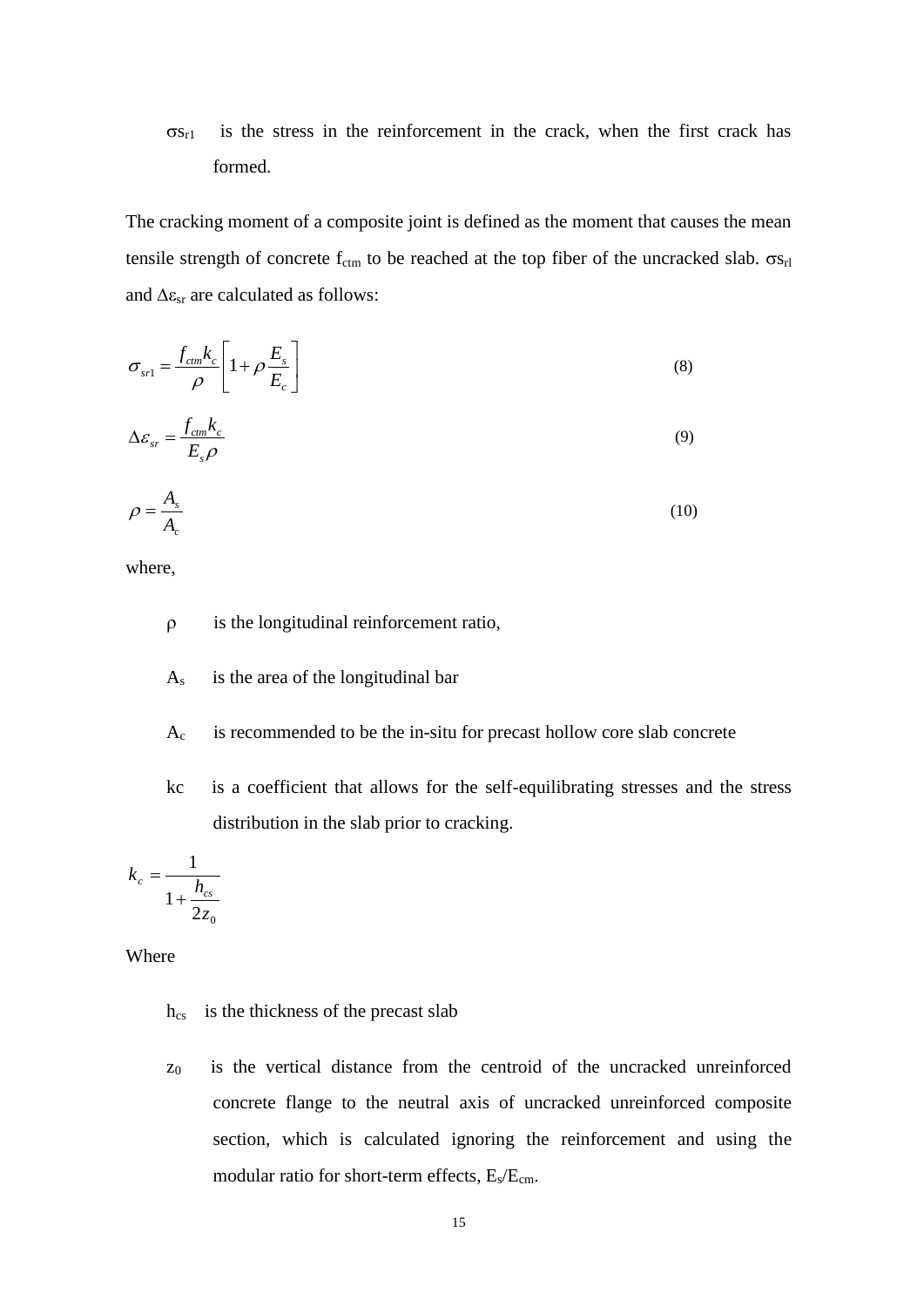$\sigma s_{r1}$ is the stress in the reinforcement in the crack, when the first crack has formed.

The cracking moment of a composite joint is defined as the moment that causes the mean tensile strength of concrete $f_{ctm}$ to be reached at the top fiber of the uncracked slab. $\sigma s_{rl}$ and $\Delta\varepsilon_{sr}$ are calculated as follows:

$$\sigma_{sr1} = \frac{f_{ctm} k_c}{\rho}\left[1 + \rho \frac{E_s}{E_c}\right] \tag{8}$$

$$\Delta\varepsilon_{sr} = \frac{f_{ctm} k_c}{E_s \rho} \tag{9}$$

$$\rho = \frac{A_s}{A_c} \tag{10}$$

where,

- $\rho$ is the longitudinal reinforcement ratio,
- $A_s$ is the area of the longitudinal bar
- $A_c$ is recommended to be the in-situ for precast hollow core slab concrete
- kc is a coefficient that allows for the self-equilibrating stresses and the stress distribution in the slab prior to cracking.

$$k_c = \frac{1}{1 + \dfrac{h_{cs}}{2z_0}}$$

Where

- $h_{cs}$ is the thickness of the precast slab
- $z_0$ is the vertical distance from the centroid of the uncracked unreinforced concrete flange to the neutral axis of uncracked unreinforced composite section, which is calculated ignoring the reinforcement and using the modular ratio for short-term effects, $E_s/E_{cm}$.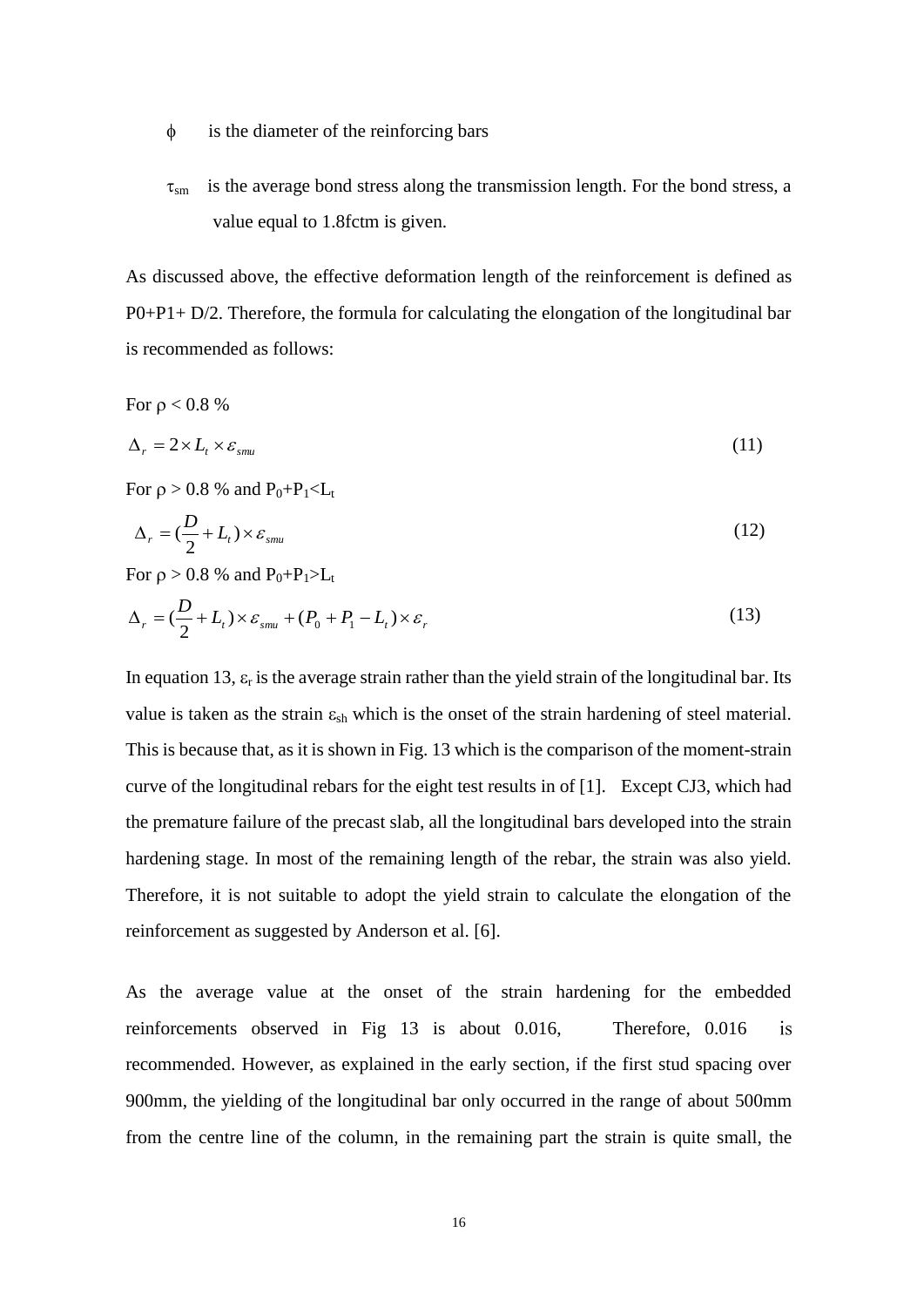$\phi$ is the diameter of the reinforcing bars

$\tau_{sm}$ is the average bond stress along the transmission length. For the bond stress, a value equal to 1.8fctm is given.

As discussed above, the effective deformation length of the reinforcement is defined as P0+P1+ D/2. Therefore, the formula for calculating the elongation of the longitudinal bar is recommended as follows:

For $\rho < 0.8$ %

$$\Delta_r = 2 \times L_t \times \varepsilon_{smu} \tag{11}$$

For $\rho > 0.8$ % and $P_0+P_1<L_t$

$$\Delta_r = (\frac{D}{2} + L_t) \times \varepsilon_{smu} \tag{12}$$

For $\rho > 0.8$ % and $P_0+P_1>L_t$

$$\Delta_r = (\frac{D}{2} + L_t) \times \varepsilon_{smu} + (P_0 + P_1 - L_t) \times \varepsilon_r \tag{13}$$

In equation 13, $\varepsilon_r$ is the average strain rather than the yield strain of the longitudinal bar. Its value is taken as the strain $\varepsilon_{sh}$ which is the onset of the strain hardening of steel material. This is because that, as it is shown in Fig. 13 which is the comparison of the moment-strain curve of the longitudinal rebars for the eight test results in of [1]. Except CJ3, which had the premature failure of the precast slab, all the longitudinal bars developed into the strain hardening stage. In most of the remaining length of the rebar, the strain was also yield. Therefore, it is not suitable to adopt the yield strain to calculate the elongation of the reinforcement as suggested by Anderson et al. [6].

As the average value at the onset of the strain hardening for the embedded reinforcements observed in Fig 13 is about 0.016, Therefore, 0.016 is recommended. However, as explained in the early section, if the first stud spacing over 900mm, the yielding of the longitudinal bar only occurred in the range of about 500mm from the centre line of the column, in the remaining part the strain is quite small, the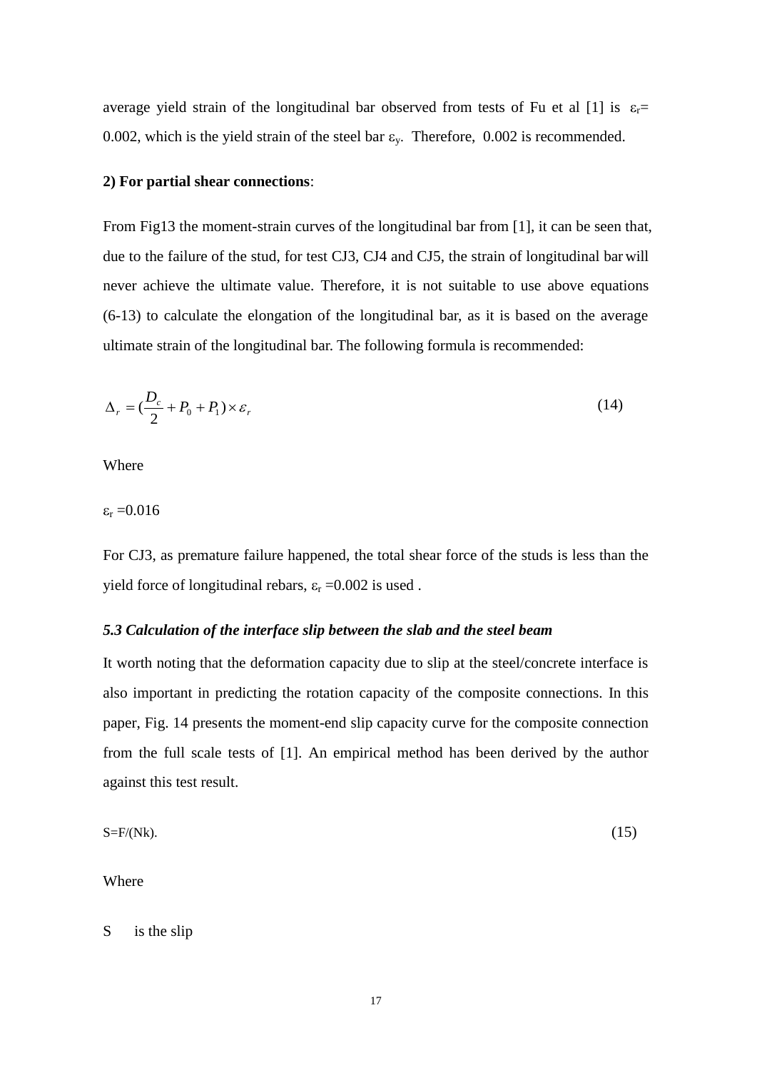average yield strain of the longitudinal bar observed from tests of Fu et al [1] is $\varepsilon_r$= 0.002, which is the yield strain of the steel bar $\varepsilon_y$. Therefore, 0.002 is recommended.

**2) For partial shear connections**:

From Fig13 the moment-strain curves of the longitudinal bar from [1], it can be seen that, due to the failure of the stud, for test CJ3, CJ4 and CJ5, the strain of longitudinal bar will never achieve the ultimate value. Therefore, it is not suitable to use above equations (6-13) to calculate the elongation of the longitudinal bar, as it is based on the average ultimate strain of the longitudinal bar. The following formula is recommended:

$$\Delta_r = \left(\frac{D_c}{2} + P_0 + P_1\right) \times \varepsilon_r \tag{14}$$

Where

$\varepsilon_r$ =0.016

For CJ3, as premature failure happened, the total shear force of the studs is less than the yield force of longitudinal rebars, $\varepsilon_r$ =0.002 is used .

### *5.3 Calculation of the interface slip between the slab and the steel beam*

It worth noting that the deformation capacity due to slip at the steel/concrete interface is also important in predicting the rotation capacity of the composite connections. In this paper, Fig. 14 presents the moment-end slip capacity curve for the composite connection from the full scale tests of [1]. An empirical method has been derived by the author against this test result.

$$S=F/(Nk). \tag{15}$$

Where

S is the slip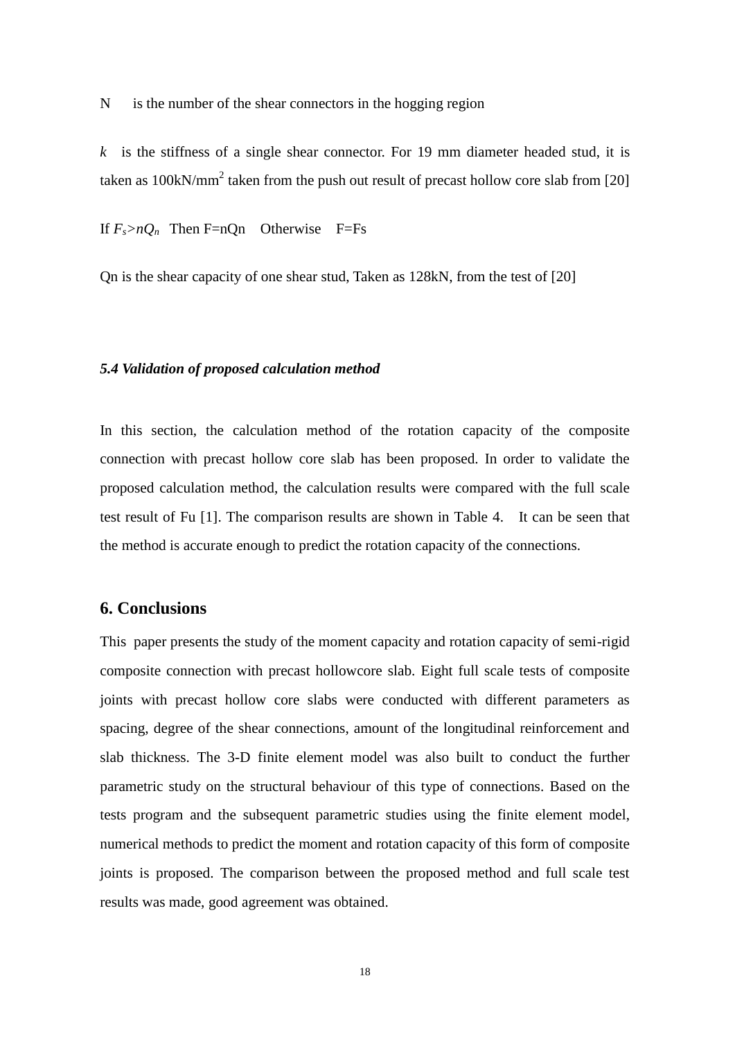N  is the number of the shear connectors in the hogging region

$k$  is the stiffness of a single shear connector. For 19 mm diameter headed stud, it is taken as 100kN/mm$^2$ taken from the push out result of precast hollow core slab from [20]

If $F_s > nQ_n$  Then F=nQn  Otherwise  F=Fs

Qn is the shear capacity of one shear stud, Taken as 128kN, from the test of [20]

### *5.4 Validation of proposed calculation method*

In this section, the calculation method of the rotation capacity of the composite connection with precast hollow core slab has been proposed. In order to validate the proposed calculation method, the calculation results were compared with the full scale test result of Fu [1]. The comparison results are shown in Table 4. It can be seen that the method is accurate enough to predict the rotation capacity of the connections.

## 6. Conclusions

This paper presents the study of the moment capacity and rotation capacity of semi-rigid composite connection with precast hollowcore slab. Eight full scale tests of composite joints with precast hollow core slabs were conducted with different parameters as spacing, degree of the shear connections, amount of the longitudinal reinforcement and slab thickness. The 3-D finite element model was also built to conduct the further parametric study on the structural behaviour of this type of connections. Based on the tests program and the subsequent parametric studies using the finite element model, numerical methods to predict the moment and rotation capacity of this form of composite joints is proposed. The comparison between the proposed method and full scale test results was made, good agreement was obtained.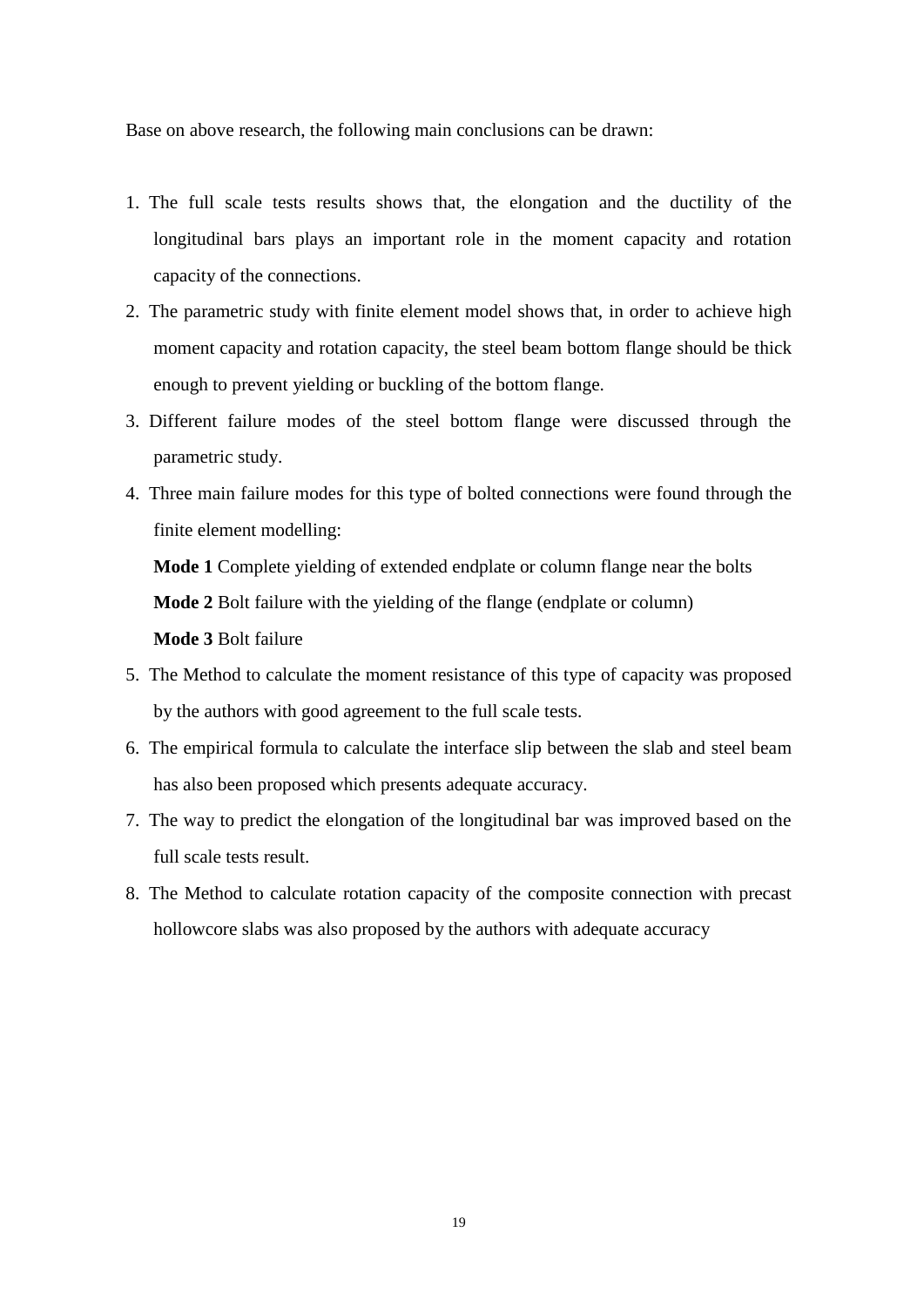Base on above research, the following main conclusions can be drawn:

1. The full scale tests results shows that, the elongation and the ductility of the longitudinal bars plays an important role in the moment capacity and rotation capacity of the connections.
2. The parametric study with finite element model shows that, in order to achieve high moment capacity and rotation capacity, the steel beam bottom flange should be thick enough to prevent yielding or buckling of the bottom flange.
3. Different failure modes of the steel bottom flange were discussed through the parametric study.
4. Three main failure modes for this type of bolted connections were found through the finite element modelling:

   **Mode 1** Complete yielding of extended endplate or column flange near the bolts

   **Mode 2** Bolt failure with the yielding of the flange (endplate or column)

   **Mode 3** Bolt failure
5. The Method to calculate the moment resistance of this type of capacity was proposed by the authors with good agreement to the full scale tests.
6. The empirical formula to calculate the interface slip between the slab and steel beam has also been proposed which presents adequate accuracy.
7. The way to predict the elongation of the longitudinal bar was improved based on the full scale tests result.
8. The Method to calculate rotation capacity of the composite connection with precast hollowcore slabs was also proposed by the authors with adequate accuracy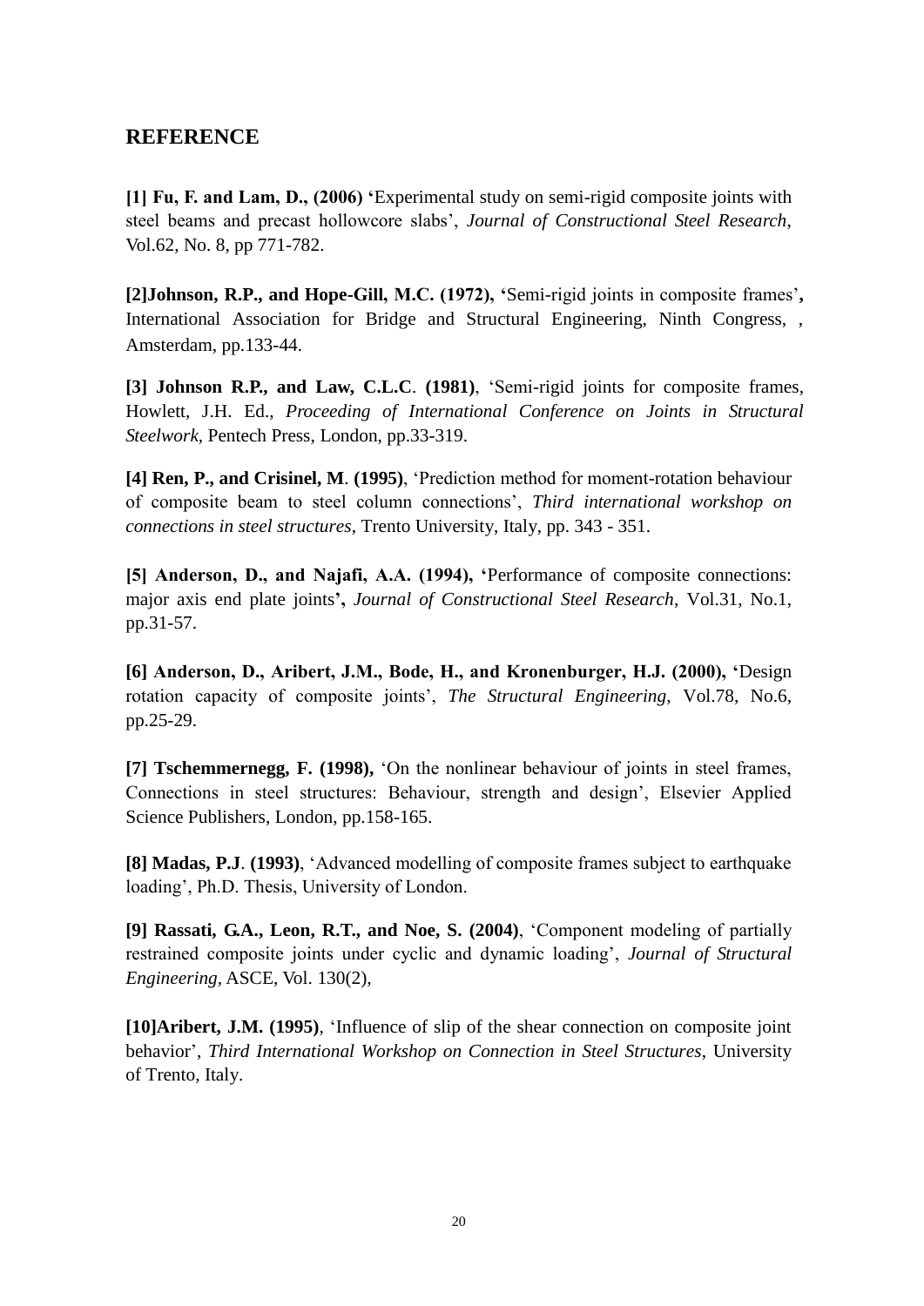## REFERENCE

**[1] Fu, F. and Lam, D., (2006)** 'Experimental study on semi-rigid composite joints with steel beams and precast hollowcore slabs', *Journal of Constructional Steel Research*, Vol.62, No. 8, pp 771-782.

**[2]Johnson, R.P., and Hope-Gill, M.C. (1972),** 'Semi-rigid joints in composite frames', International Association for Bridge and Structural Engineering, Ninth Congress, , Amsterdam, pp.133-44.

**[3] Johnson R.P., and Law, C.L.C. (1981)**, 'Semi-rigid joints for composite frames, Howlett, J.H. Ed., *Proceeding of International Conference on Joints in Structural Steelwork,* Pentech Press, London, pp.33-319.

**[4] Ren, P., and Crisinel, M. (1995)**, 'Prediction method for moment-rotation behaviour of composite beam to steel column connections', *Third international workshop on connections in steel structures*, Trento University, Italy, pp. 343 - 351.

**[5] Anderson, D., and Najafi, A.A. (1994),** 'Performance of composite connections: major axis end plate joints', *Journal of Constructional Steel Research*, Vol.31, No.1, pp.31-57.

**[6] Anderson, D., Aribert, J.M., Bode, H., and Kronenburger, H.J. (2000),** 'Design rotation capacity of composite joints', *The Structural Engineering,* Vol.78, No.6, pp.25-29.

**[7] Tschemmernegg, F. (1998),** 'On the nonlinear behaviour of joints in steel frames, Connections in steel structures: Behaviour, strength and design', Elsevier Applied Science Publishers, London, pp.158-165.

**[8] Madas, P.J. (1993)**, 'Advanced modelling of composite frames subject to earthquake loading', Ph.D. Thesis, University of London.

**[9] Rassati, G.A., Leon, R.T., and Noe, S. (2004)**, 'Component modeling of partially restrained composite joints under cyclic and dynamic loading', *Journal of Structural Engineering*, ASCE, Vol. 130(2),

**[10]Aribert, J.M. (1995)**, 'Influence of slip of the shear connection on composite joint behavior', *Third International Workshop on Connection in Steel Structures*, University of Trento, Italy.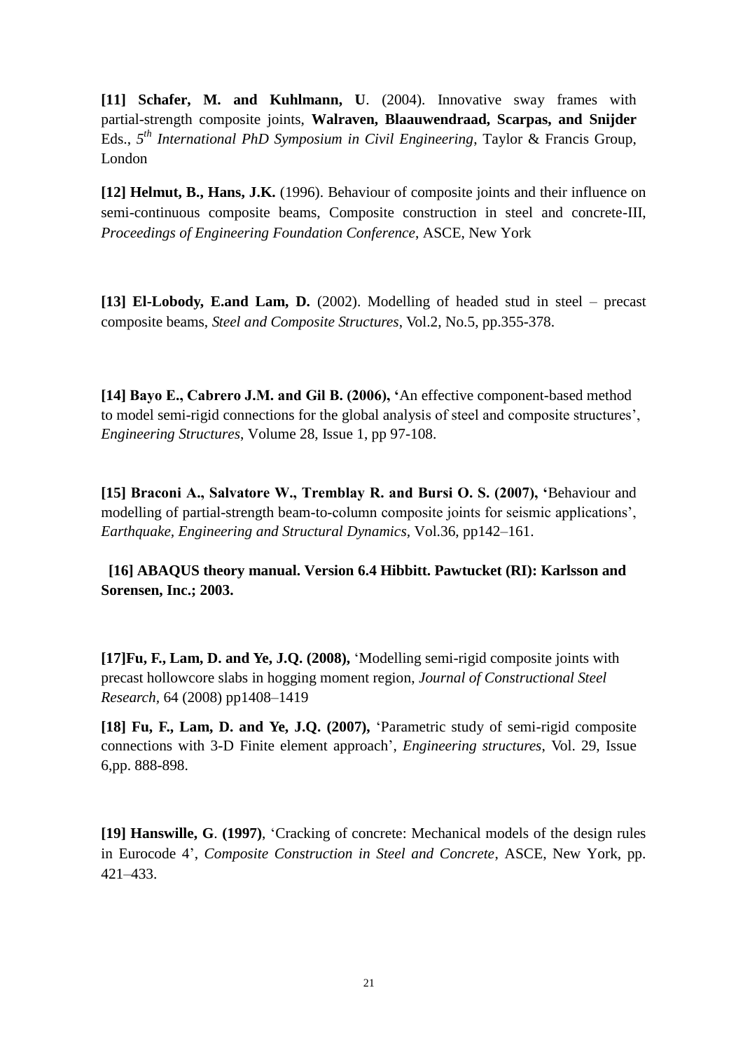**[11] Schafer, M. and Kuhlmann, U**. (2004). Innovative sway frames with partial-strength composite joints, **Walraven, Blaauwendraad, Scarpas, and Snijder** Eds., *5th International PhD Symposium in Civil Engineering*, Taylor & Francis Group, London

**[12] Helmut, B., Hans, J.K.** (1996). Behaviour of composite joints and their influence on semi-continuous composite beams, Composite construction in steel and concrete-III, *Proceedings of Engineering Foundation Conference*, ASCE, New York

**[13] El-Lobody, E.and Lam, D.** (2002). Modelling of headed stud in steel – precast composite beams, *Steel and Composite Structures*, Vol.2, No.5, pp.355-378.

**[14] Bayo E., Cabrero J.M. and Gil B. (2006), '**An effective component-based method to model semi-rigid connections for the global analysis of steel and composite structures', *Engineering Structures*, Volume 28, Issue 1, pp 97-108.

**[15] Braconi A., Salvatore W., Tremblay R. and Bursi O. S. (2007), '**Behaviour and modelling of partial-strength beam-to-column composite joints for seismic applications', *Earthquake, Engineering and Structural Dynamics*, Vol.36, pp142–161.

**[16] ABAQUS theory manual. Version 6.4 Hibbitt. Pawtucket (RI): Karlsson and Sorensen, Inc.; 2003.**

**[17]Fu, F., Lam, D. and Ye, J.Q. (2008),** 'Modelling semi-rigid composite joints with precast hollowcore slabs in hogging moment region, *Journal of Constructional Steel Research*, 64 (2008) pp1408–1419

**[18] Fu, F., Lam, D. and Ye, J.Q. (2007),** 'Parametric study of semi-rigid composite connections with 3-D Finite element approach', *Engineering structures*, Vol. 29, Issue 6,pp. 888-898.

**[19] Hanswille, G**. **(1997)**, 'Cracking of concrete: Mechanical models of the design rules in Eurocode 4', *Composite Construction in Steel and Concrete*, ASCE, New York, pp. 421–433.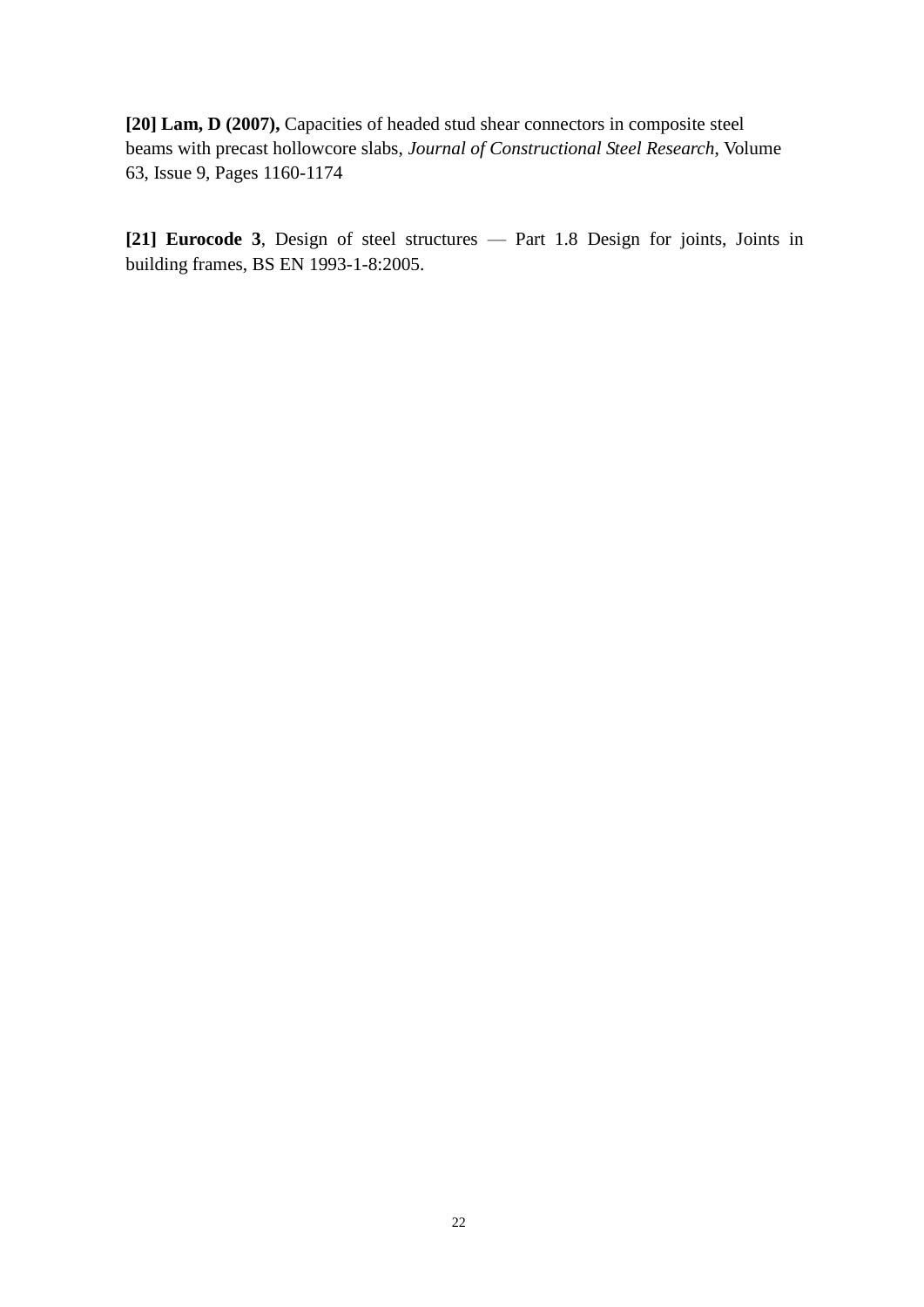**[20] Lam, D (2007),** Capacities of headed stud shear connectors in composite steel beams with precast hollowcore slabs, *Journal of Constructional Steel Research*, Volume 63, Issue 9, Pages 1160-1174

**[21] Eurocode 3**, Design of steel structures — Part 1.8 Design for joints, Joints in building frames, BS EN 1993-1-8:2005.